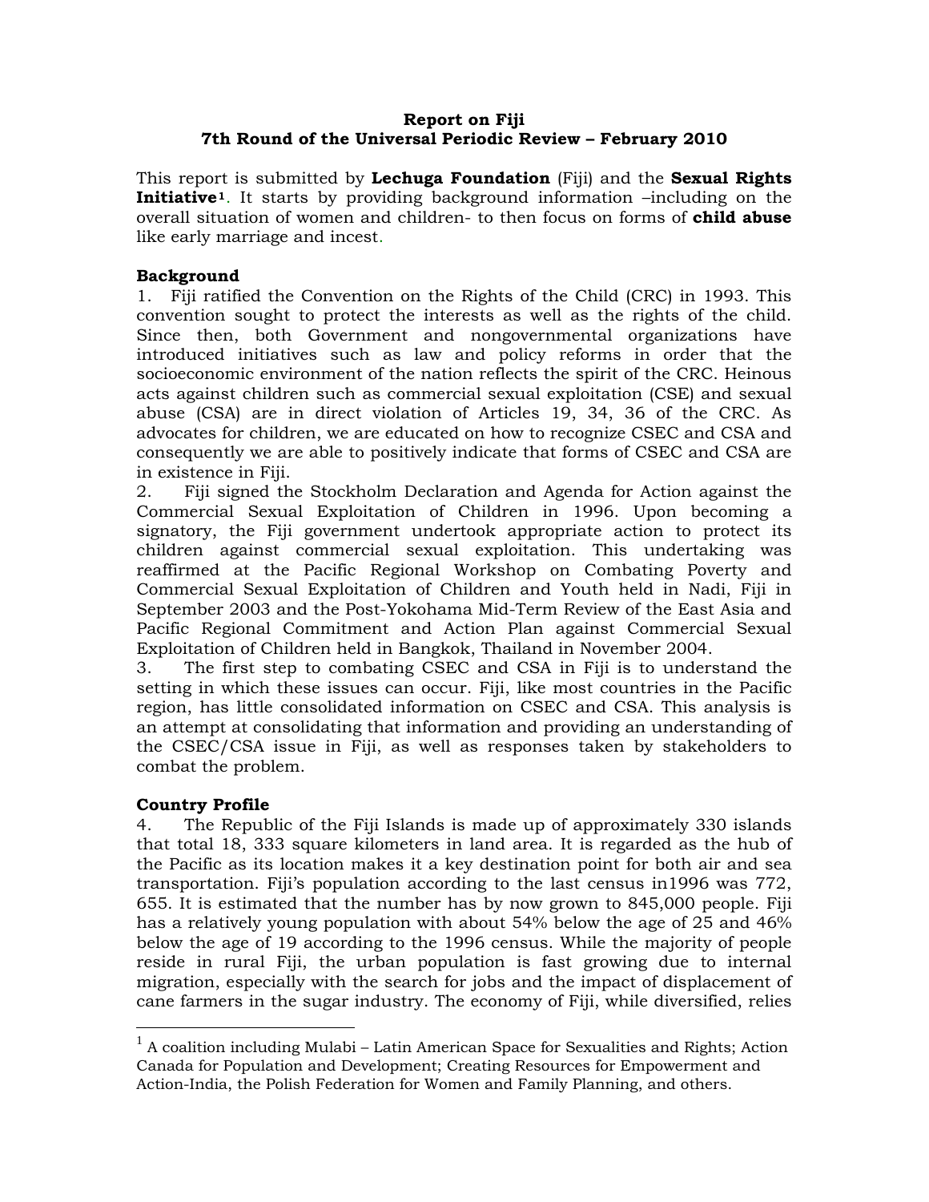**Report on Fiji**
**7th Round of the Universal Periodic Review – February 2010**

This report is submitted by **Lechuga Foundation** (Fiji) and the **Sexual Rights Initiative**[1]. It starts by providing background information –including on the overall situation of women and children- to then focus on forms of **child abuse** like early marriage and incest.

**Background**

1. Fiji ratified the Convention on the Rights of the Child (CRC) in 1993. This convention sought to protect the interests as well as the rights of the child. Since then, both Government and nongovernmental organizations have introduced initiatives such as law and policy reforms in order that the socioeconomic environment of the nation reflects the spirit of the CRC. Heinous acts against children such as commercial sexual exploitation (CSE) and sexual abuse (CSA) are in direct violation of Articles 19, 34, 36 of the CRC. As advocates for children, we are educated on how to recognize CSEC and CSA and consequently we are able to positively indicate that forms of CSEC and CSA are in existence in Fiji.

2. Fiji signed the Stockholm Declaration and Agenda for Action against the Commercial Sexual Exploitation of Children in 1996. Upon becoming a signatory, the Fiji government undertook appropriate action to protect its children against commercial sexual exploitation. This undertaking was reaffirmed at the Pacific Regional Workshop on Combating Poverty and Commercial Sexual Exploitation of Children and Youth held in Nadi, Fiji in September 2003 and the Post-Yokohama Mid-Term Review of the East Asia and Pacific Regional Commitment and Action Plan against Commercial Sexual Exploitation of Children held in Bangkok, Thailand in November 2004.

3. The first step to combating CSEC and CSA in Fiji is to understand the setting in which these issues can occur. Fiji, like most countries in the Pacific region, has little consolidated information on CSEC and CSA. This analysis is an attempt at consolidating that information and providing an understanding of the CSEC/CSA issue in Fiji, as well as responses taken by stakeholders to combat the problem.

**Country Profile**

4. The Republic of the Fiji Islands is made up of approximately 330 islands that total 18, 333 square kilometers in land area. It is regarded as the hub of the Pacific as its location makes it a key destination point for both air and sea transportation. Fiji's population according to the last census in1996 was 772, 655. It is estimated that the number has by now grown to 845,000 people. Fiji has a relatively young population with about 54% below the age of 25 and 46% below the age of 19 according to the 1996 census. While the majority of people reside in rural Fiji, the urban population is fast growing due to internal migration, especially with the search for jobs and the impact of displacement of cane farmers in the sugar industry. The economy of Fiji, while diversified, relies

---

[1] A coalition including Mulabi – Latin American Space for Sexualities and Rights; Action Canada for Population and Development; Creating Resources for Empowerment and Action-India, the Polish Federation for Women and Family Planning, and others.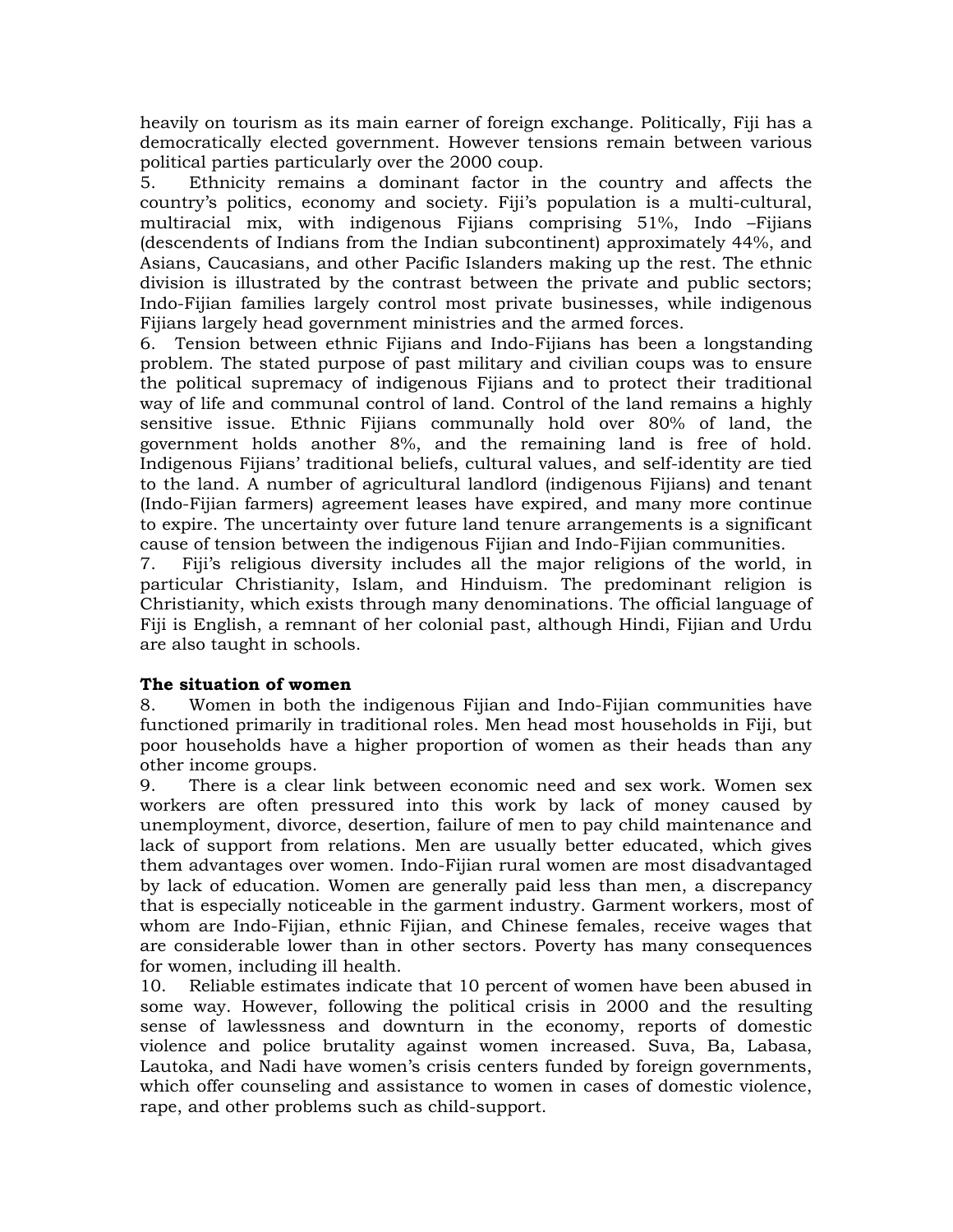heavily on tourism as its main earner of foreign exchange. Politically, Fiji has a democratically elected government. However tensions remain between various political parties particularly over the 2000 coup.

5. Ethnicity remains a dominant factor in the country and affects the country's politics, economy and society. Fiji's population is a multi-cultural, multiracial mix, with indigenous Fijians comprising 51%, Indo –Fijians (descendents of Indians from the Indian subcontinent) approximately 44%, and Asians, Caucasians, and other Pacific Islanders making up the rest. The ethnic division is illustrated by the contrast between the private and public sectors; Indo-Fijian families largely control most private businesses, while indigenous Fijians largely head government ministries and the armed forces.

6. Tension between ethnic Fijians and Indo-Fijians has been a longstanding problem. The stated purpose of past military and civilian coups was to ensure the political supremacy of indigenous Fijians and to protect their traditional way of life and communal control of land. Control of the land remains a highly sensitive issue. Ethnic Fijians communally hold over 80% of land, the government holds another 8%, and the remaining land is free of hold. Indigenous Fijians' traditional beliefs, cultural values, and self-identity are tied to the land. A number of agricultural landlord (indigenous Fijians) and tenant (Indo-Fijian farmers) agreement leases have expired, and many more continue to expire. The uncertainty over future land tenure arrangements is a significant cause of tension between the indigenous Fijian and Indo-Fijian communities.

7. Fiji's religious diversity includes all the major religions of the world, in particular Christianity, Islam, and Hinduism. The predominant religion is Christianity, which exists through many denominations. The official language of Fiji is English, a remnant of her colonial past, although Hindi, Fijian and Urdu are also taught in schools.

**The situation of women**

8. Women in both the indigenous Fijian and Indo-Fijian communities have functioned primarily in traditional roles. Men head most households in Fiji, but poor households have a higher proportion of women as their heads than any other income groups.

9. There is a clear link between economic need and sex work. Women sex workers are often pressured into this work by lack of money caused by unemployment, divorce, desertion, failure of men to pay child maintenance and lack of support from relations. Men are usually better educated, which gives them advantages over women. Indo-Fijian rural women are most disadvantaged by lack of education. Women are generally paid less than men, a discrepancy that is especially noticeable in the garment industry. Garment workers, most of whom are Indo-Fijian, ethnic Fijian, and Chinese females, receive wages that are considerable lower than in other sectors. Poverty has many consequences for women, including ill health.

10. Reliable estimates indicate that 10 percent of women have been abused in some way. However, following the political crisis in 2000 and the resulting sense of lawlessness and downturn in the economy, reports of domestic violence and police brutality against women increased. Suva, Ba, Labasa, Lautoka, and Nadi have women's crisis centers funded by foreign governments, which offer counseling and assistance to women in cases of domestic violence, rape, and other problems such as child-support.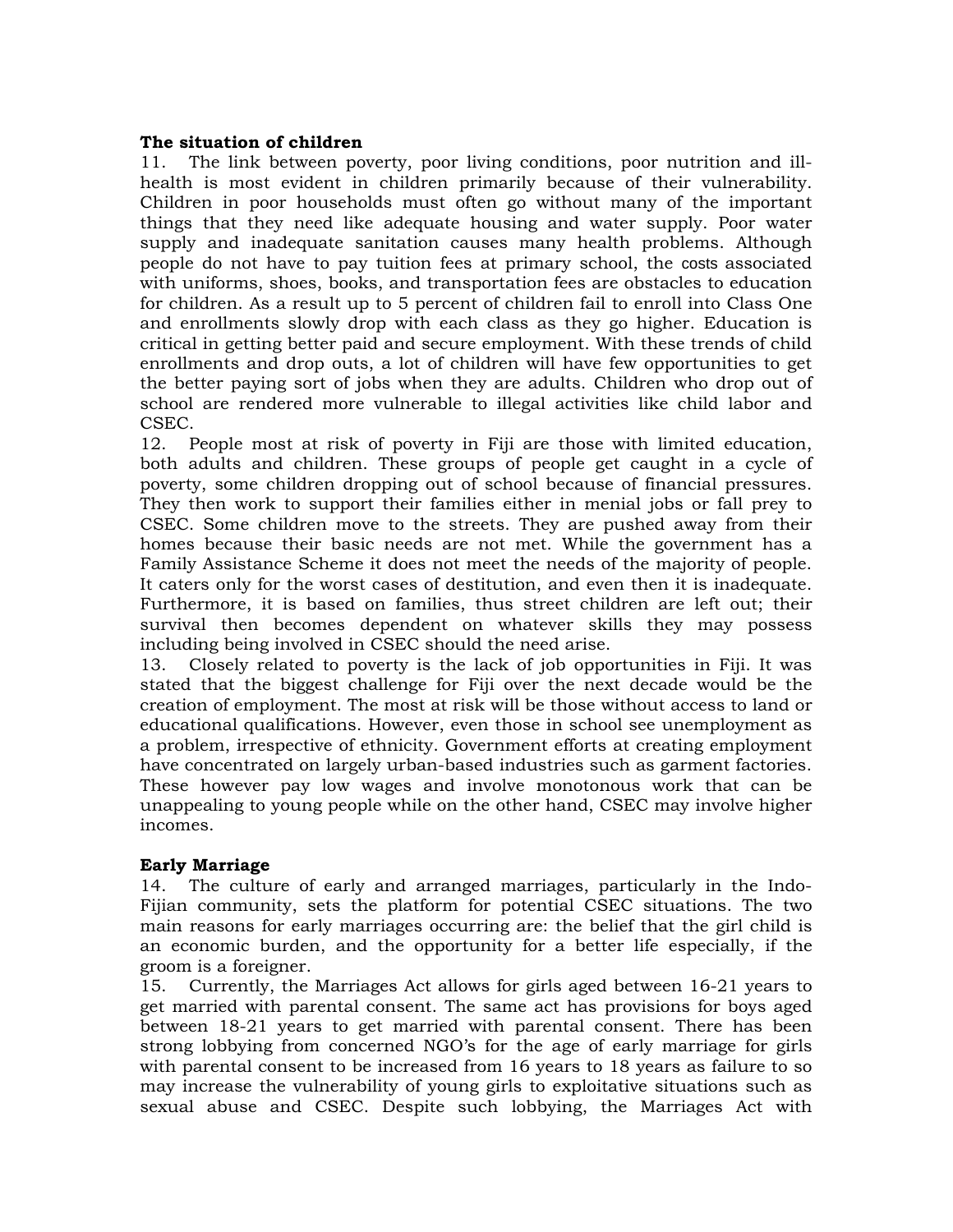**The situation of children**

11. The link between poverty, poor living conditions, poor nutrition and ill-health is most evident in children primarily because of their vulnerability. Children in poor households must often go without many of the important things that they need like adequate housing and water supply. Poor water supply and inadequate sanitation causes many health problems. Although people do not have to pay tuition fees at primary school, the costs associated with uniforms, shoes, books, and transportation fees are obstacles to education for children. As a result up to 5 percent of children fail to enroll into Class One and enrollments slowly drop with each class as they go higher. Education is critical in getting better paid and secure employment. With these trends of child enrollments and drop outs, a lot of children will have few opportunities to get the better paying sort of jobs when they are adults. Children who drop out of school are rendered more vulnerable to illegal activities like child labor and CSEC.

12. People most at risk of poverty in Fiji are those with limited education, both adults and children. These groups of people get caught in a cycle of poverty, some children dropping out of school because of financial pressures. They then work to support their families either in menial jobs or fall prey to CSEC. Some children move to the streets. They are pushed away from their homes because their basic needs are not met. While the government has a Family Assistance Scheme it does not meet the needs of the majority of people. It caters only for the worst cases of destitution, and even then it is inadequate. Furthermore, it is based on families, thus street children are left out; their survival then becomes dependent on whatever skills they may possess including being involved in CSEC should the need arise.

13. Closely related to poverty is the lack of job opportunities in Fiji. It was stated that the biggest challenge for Fiji over the next decade would be the creation of employment. The most at risk will be those without access to land or educational qualifications. However, even those in school see unemployment as a problem, irrespective of ethnicity. Government efforts at creating employment have concentrated on largely urban-based industries such as garment factories. These however pay low wages and involve monotonous work that can be unappealing to young people while on the other hand, CSEC may involve higher incomes.

**Early Marriage**

14. The culture of early and arranged marriages, particularly in the Indo-Fijian community, sets the platform for potential CSEC situations. The two main reasons for early marriages occurring are: the belief that the girl child is an economic burden, and the opportunity for a better life especially, if the groom is a foreigner.

15. Currently, the Marriages Act allows for girls aged between 16-21 years to get married with parental consent. The same act has provisions for boys aged between 18-21 years to get married with parental consent. There has been strong lobbying from concerned NGO's for the age of early marriage for girls with parental consent to be increased from 16 years to 18 years as failure to so may increase the vulnerability of young girls to exploitative situations such as sexual abuse and CSEC. Despite such lobbying, the Marriages Act with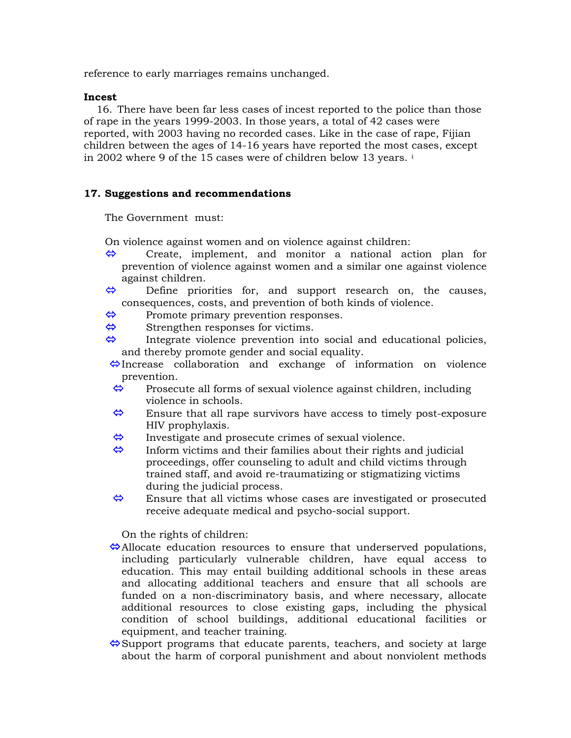reference to early marriages remains unchanged.

**Incest**

16. There have been far less cases of incest reported to the police than those of rape in the years 1999-2003. In those years, a total of 42 cases were reported, with 2003 having no recorded cases. Like in the case of rape, Fijian children between the ages of 14-16 years have reported the most cases, except in 2002 where 9 of the 15 cases were of children below 13 years. [i]

**17. Suggestions and recommendations**

The Government must:

On violence against women and on violence against children:

- ⇔ Create, implement, and monitor a national action plan for prevention of violence against women and a similar one against violence against children.
- ⇔ Define priorities for, and support research on, the causes, consequences, costs, and prevention of both kinds of violence.
- ⇔ Promote primary prevention responses.
- ⇔ Strengthen responses for victims.
- ⇔ Integrate violence prevention into social and educational policies, and thereby promote gender and social equality.
- ⇔ Increase collaboration and exchange of information on violence prevention.
- ⇔ Prosecute all forms of sexual violence against children, including violence in schools.
- ⇔ Ensure that all rape survivors have access to timely post-exposure HIV prophylaxis.
- ⇔ Investigate and prosecute crimes of sexual violence.
- ⇔ Inform victims and their families about their rights and judicial proceedings, offer counseling to adult and child victims through trained staff, and avoid re-traumatizing or stigmatizing victims during the judicial process.
- ⇔ Ensure that all victims whose cases are investigated or prosecuted receive adequate medical and psycho-social support.

On the rights of children:

- ⇔ Allocate education resources to ensure that underserved populations, including particularly vulnerable children, have equal access to education. This may entail building additional schools in these areas and allocating additional teachers and ensure that all schools are funded on a non-discriminatory basis, and where necessary, allocate additional resources to close existing gaps, including the physical condition of school buildings, additional educational facilities or equipment, and teacher training.
- ⇔ Support programs that educate parents, teachers, and society at large about the harm of corporal punishment and about nonviolent methods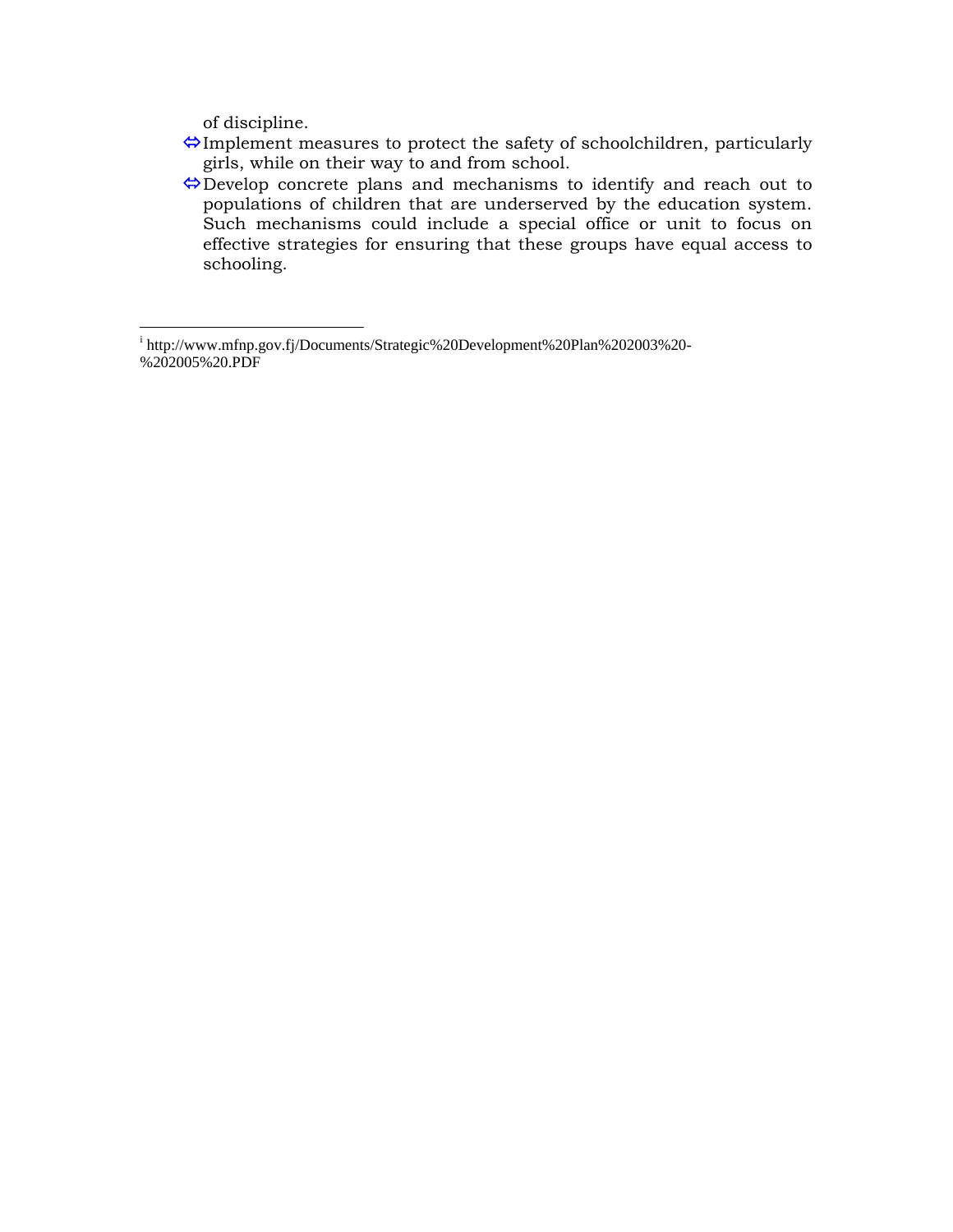of discipline.

- Implement measures to protect the safety of schoolchildren, particularly girls, while on their way to and from school.
- Develop concrete plans and mechanisms to identify and reach out to populations of children that are underserved by the education system. Such mechanisms could include a special office or unit to focus on effective strategies for ensuring that these groups have equal access to schooling.

---

[i] http://www.mfnp.gov.fj/Documents/Strategic%20Development%20Plan%202003%20-%202005%20.PDF